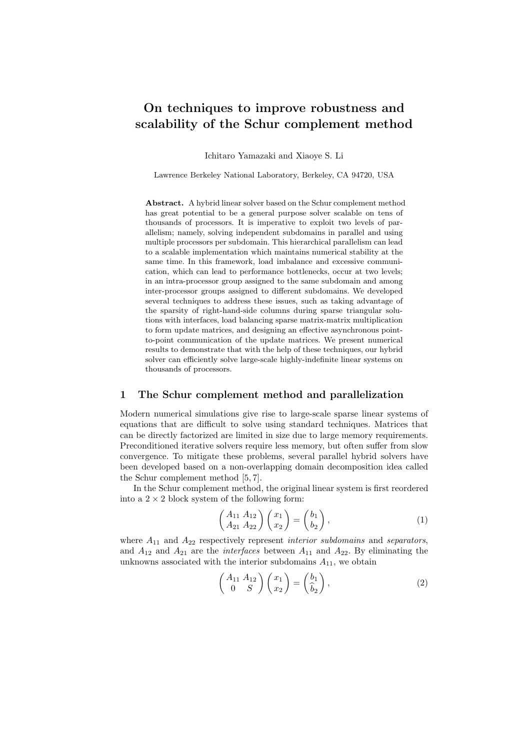# On techniques to improve robustness and scalability of the Schur complement method

Ichitaro Yamazaki and Xiaoye S. Li

Lawrence Berkeley National Laboratory, Berkeley, CA 94720, USA

**Abstract.** A hybrid linear solver based on the Schur complement method has great potential to be a general purpose solver scalable on tens of thousands of processors. It is imperative to exploit two levels of parallelism; namely, solving independent subdomains in parallel and using multiple processors per subdomain. This hierarchical parallelism can lead to a scalable implementation which maintains numerical stability at the same time. In this framework, load imbalance and excessive communication, which can lead to performance bottlenecks, occur at two levels; in an intra-processor group assigned to the same subdomain and among inter-processor groups assigned to different subdomains. We developed several techniques to address these issues, such as taking advantage of the sparsity of right-hand-side columns during sparse triangular solutions with interfaces, load balancing sparse matrix-matrix multiplication to form update matrices, and designing an effective asynchronous point-to-point communication of the update matrices. We present numerical results to demonstrate that with the help of these techniques, our hybrid solver can efficiently solve large-scale highly-indefinite linear systems on thousands of processors.

## 1 The Schur complement method and parallelization

Modern numerical simulations give rise to large-scale sparse linear systems of equations that are difficult to solve using standard techniques. Matrices that can be directly factorized are limited in size due to large memory requirements. Preconditioned iterative solvers require less memory, but often suffer from slow convergence. To mitigate these problems, several parallel hybrid solvers have been developed based on a non-overlapping domain decomposition idea called the Schur complement method [5, 7].

In the Schur complement method, the original linear system is first reordered into a $2 \times 2$ block system of the following form:

$$\begin{pmatrix} A_{11} & A_{12} \\ A_{21} & A_{22} \end{pmatrix} \begin{pmatrix} x_1 \\ x_2 \end{pmatrix} = \begin{pmatrix} b_1 \\ b_2 \end{pmatrix}, \tag{1}$$

where $A_{11}$ and $A_{22}$ respectively represent *interior subdomains* and *separators*, and $A_{12}$ and $A_{21}$ are the *interfaces* between $A_{11}$ and $A_{22}$. By eliminating the unknowns associated with the interior subdomains $A_{11}$, we obtain

$$\begin{pmatrix} A_{11} & A_{12} \\ 0 & S \end{pmatrix} \begin{pmatrix} x_1 \\ x_2 \end{pmatrix} = \begin{pmatrix} b_1 \\ \widehat{b}_2 \end{pmatrix}, \tag{2}$$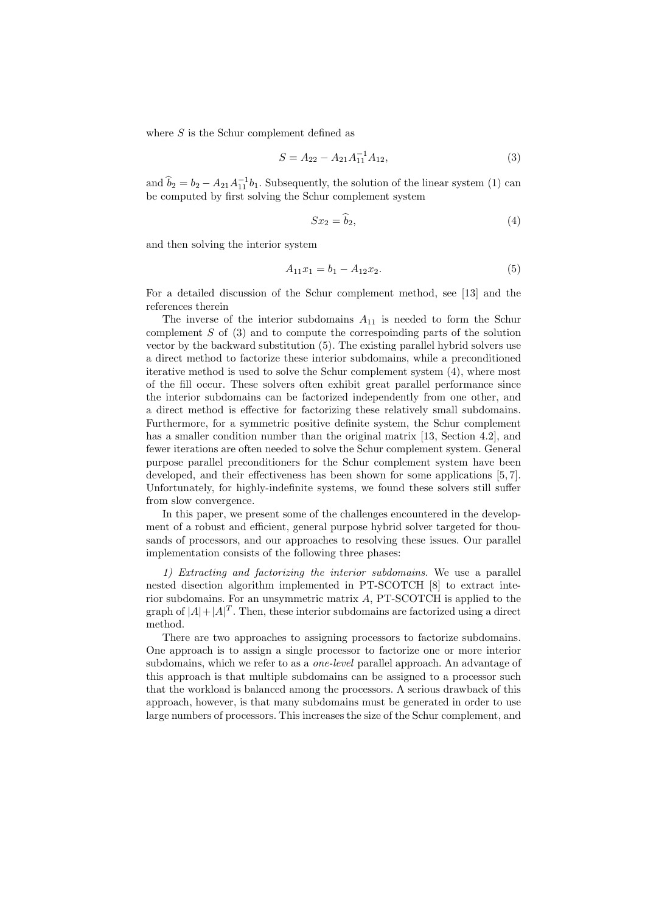where $S$ is the Schur complement defined as

$$S = A_{22} - A_{21}A_{11}^{-1}A_{12}, \tag{3}$$

and $\widehat{b}_2 = b_2 - A_{21}A_{11}^{-1}b_1$. Subsequently, the solution of the linear system (1) can be computed by first solving the Schur complement system

$$Sx_2 = \widehat{b}_2, \tag{4}$$

and then solving the interior system

$$A_{11}x_1 = b_1 - A_{12}x_2. \tag{5}$$

For a detailed discussion of the Schur complement method, see [13] and the references therein

The inverse of the interior subdomains $A_{11}$ is needed to form the Schur complement $S$ of (3) and to compute the correspoinding parts of the solution vector by the backward substitution (5). The existing parallel hybrid solvers use a direct method to factorize these interior subdomains, while a preconditioned iterative method is used to solve the Schur complement system (4), where most of the fill occur. These solvers often exhibit great parallel performance since the interior subdomains can be factorized independently from one other, and a direct method is effective for factorizing these relatively small subdomains. Furthermore, for a symmetric positive definite system, the Schur complement has a smaller condition number than the original matrix [13, Section 4.2], and fewer iterations are often needed to solve the Schur complement system. General purpose parallel preconditioners for the Schur complement system have been developed, and their effectiveness has been shown for some applications [5, 7]. Unfortunately, for highly-indefinite systems, we found these solvers still suffer from slow convergence.

In this paper, we present some of the challenges encountered in the development of a robust and efficient, general purpose hybrid solver targeted for thousands of processors, and our approaches to resolving these issues. Our parallel implementation consists of the following three phases:

*1) Extracting and factorizing the interior subdomains.* We use a parallel nested disection algorithm implemented in PT-SCOTCH [8] to extract interior subdomains. For an unsymmetric matrix $A$, PT-SCOTCH is applied to the graph of $|A|+|A|^T$. Then, these interior subdomains are factorized using a direct method.

There are two approaches to assigning processors to factorize subdomains. One approach is to assign a single processor to factorize one or more interior subdomains, which we refer to as a *one-level* parallel approach. An advantage of this approach is that multiple subdomains can be assigned to a processor such that the workload is balanced among the processors. A serious drawback of this approach, however, is that many subdomains must be generated in order to use large numbers of processors. This increases the size of the Schur complement, and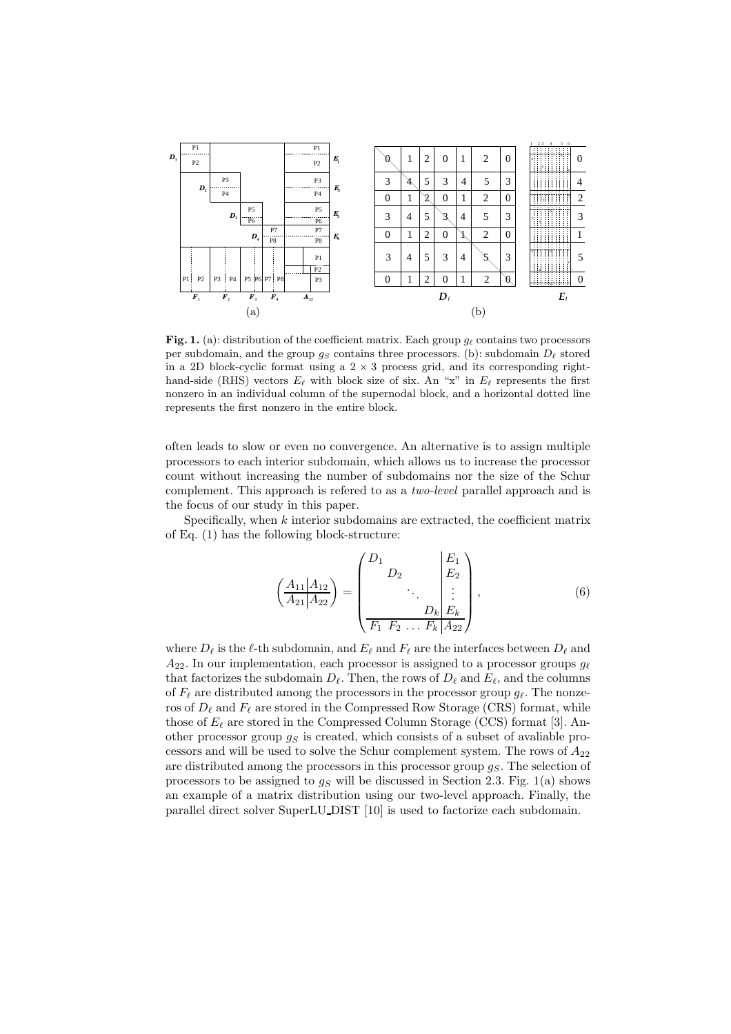**Fig. 1.** (a): distribution of the coefficient matrix. Each group $g_\ell$ contains two processors per subdomain, and the group $g_S$ contains three processors. (b): subdomain $D_\ell$ stored in a 2D block-cyclic format using a $2 \times 3$ process grid, and its corresponding right-hand-side (RHS) vectors $E_\ell$ with block size of six. An "x" in $E_\ell$ represents the first nonzero in an individual column of the supernodal block, and a horizontal dotted line represents the first nonzero in the entire block.

often leads to slow or even no convergence. An alternative is to assign multiple processors to each interior subdomain, which allows us to increase the processor count without increasing the number of subdomains nor the size of the Schur complement. This approach is refered to as a *two-level* parallel approach and is the focus of our study in this paper.

Specifically, when $k$ interior subdomains are extracted, the coefficient matrix of Eq. (1) has the following block-structure:

$$\left(\begin{array}{c|c} A_{11} & A_{12} \\ \hline A_{21} & A_{22} \end{array}\right) = \left(\begin{array}{cccc|c} D_1 & & & & E_1 \\ & D_2 & & & E_2 \\ & & \ddots & & \vdots \\ & & & D_k & E_k \\ \hline F_1 & F_2 & \dots & F_k & A_{22} \end{array}\right), \tag{6}$$

where $D_\ell$ is the $\ell$-th subdomain, and $E_\ell$ and $F_\ell$ are the interfaces between $D_\ell$ and $A_{22}$. In our implementation, each processor is assigned to a processor groups $g_\ell$ that factorizes the subdomain $D_\ell$. Then, the rows of $D_\ell$ and $E_\ell$, and the columns of $F_\ell$ are distributed among the processors in the processor group $g_\ell$. The nonzeros of $D_\ell$ and $F_\ell$ are stored in the Compressed Row Storage (CRS) format, while those of $E_\ell$ are stored in the Compressed Column Storage (CCS) format [3]. Another processor group $g_S$ is created, which consists of a subset of avaliable processors and will be used to solve the Schur complement system. The rows of $A_{22}$ are distributed among the processors in this processor group $g_S$. The selection of processors to be assigned to $g_S$ will be discussed in Section 2.3. Fig. 1(a) shows an example of a matrix distribution using our two-level approach. Finally, the parallel direct solver SuperLU_DIST [10] is used to factorize each subdomain.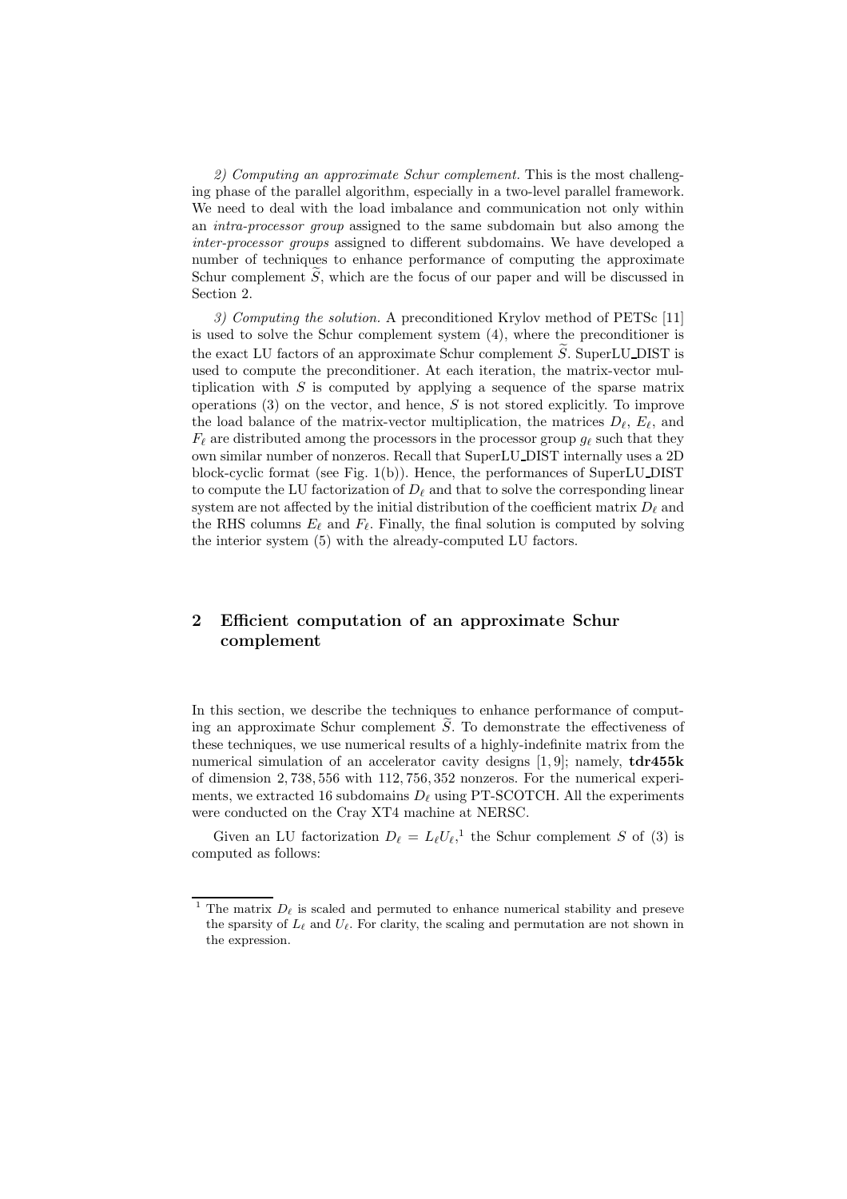*2) Computing an approximate Schur complement.* This is the most challenging phase of the parallel algorithm, especially in a two-level parallel framework. We need to deal with the load imbalance and communication not only within an *intra-processor group* assigned to the same subdomain but also among the *inter-processor groups* assigned to different subdomains. We have developed a number of techniques to enhance performance of computing the approximate Schur complement $\widetilde{S}$, which are the focus of our paper and will be discussed in Section 2.

*3) Computing the solution.* A preconditioned Krylov method of PETSc [11] is used to solve the Schur complement system (4), where the preconditioner is the exact LU factors of an approximate Schur complement $\widetilde{S}$. SuperLU_DIST is used to compute the preconditioner. At each iteration, the matrix-vector multiplication with $S$ is computed by applying a sequence of the sparse matrix operations (3) on the vector, and hence, $S$ is not stored explicitly. To improve the load balance of the matrix-vector multiplication, the matrices $D_\ell$, $E_\ell$, and $F_\ell$ are distributed among the processors in the processor group $g_\ell$ such that they own similar number of nonzeros. Recall that SuperLU_DIST internally uses a 2D block-cyclic format (see Fig. 1(b)). Hence, the performances of SuperLU_DIST to compute the LU factorization of $D_\ell$ and that to solve the corresponding linear system are not affected by the initial distribution of the coefficient matrix $D_\ell$ and the RHS columns $E_\ell$ and $F_\ell$. Finally, the final solution is computed by solving the interior system (5) with the already-computed LU factors.

## 2 Efficient computation of an approximate Schur complement

In this section, we describe the techniques to enhance performance of computing an approximate Schur complement $\widetilde{S}$. To demonstrate the effectiveness of these techniques, we use numerical results of a highly-indefinite matrix from the numerical simulation of an accelerator cavity designs [1, 9]; namely, **tdr455k** of dimension 2,738,556 with 112,756,352 nonzeros. For the numerical experiments, we extracted 16 subdomains $D_\ell$ using PT-SCOTCH. All the experiments were conducted on the Cray XT4 machine at NERSC.

Given an LU factorization $D_\ell = L_\ell U_\ell$,[1] the Schur complement $S$ of (3) is computed as follows:

[1] The matrix $D_\ell$ is scaled and permuted to enhance numerical stability and preseve the sparsity of $L_\ell$ and $U_\ell$. For clarity, the scaling and permutation are not shown in the expression.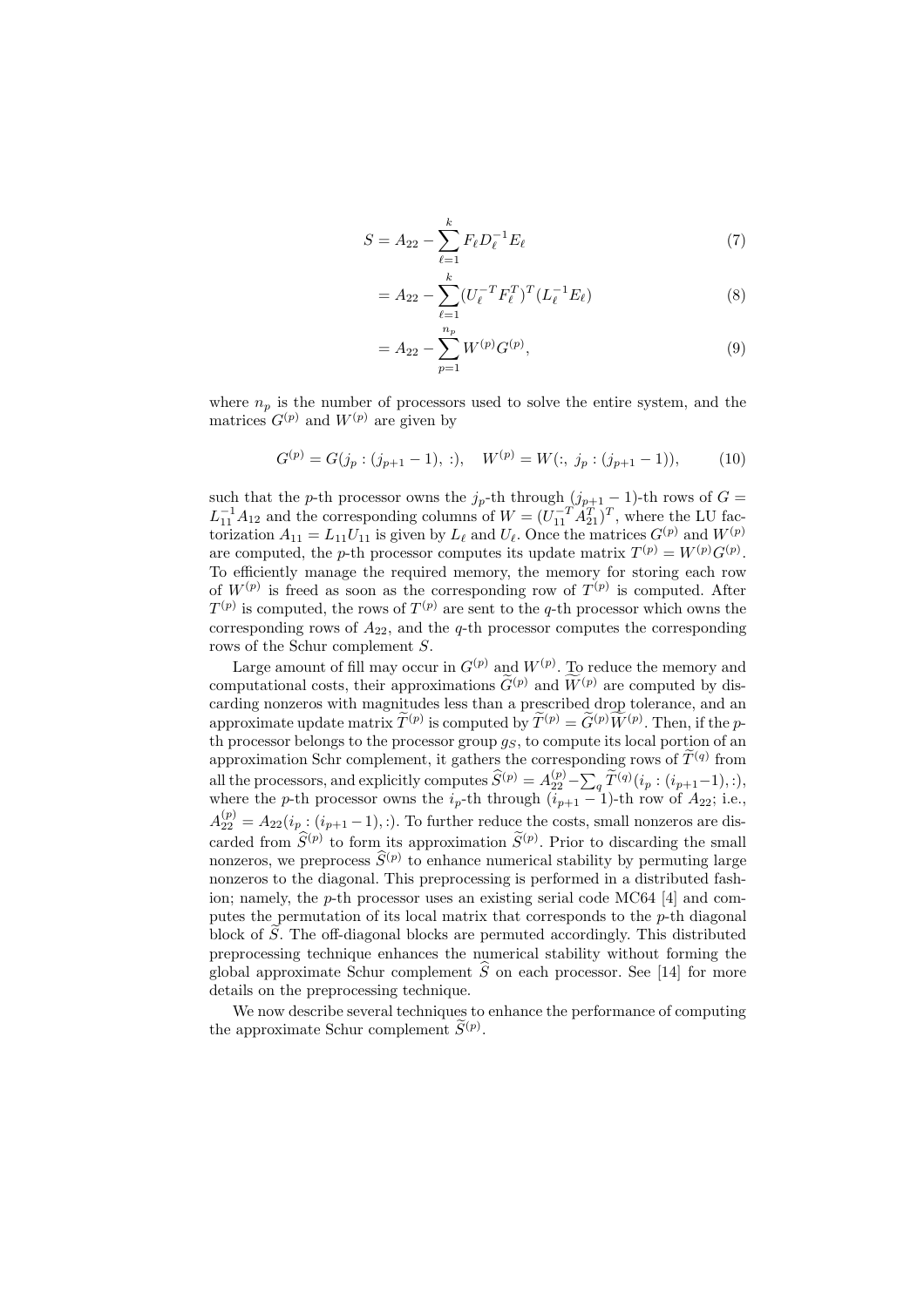$$S = A_{22} - \sum_{\ell=1}^{k} F_\ell D_\ell^{-1} E_\ell \tag{7}$$

$$= A_{22} - \sum_{\ell=1}^{k} (U_\ell^{-T} F_\ell^T)^T (L_\ell^{-1} E_\ell) \tag{8}$$

$$= A_{22} - \sum_{p=1}^{n_p} W^{(p)} G^{(p)}, \tag{9}$$

where $n_p$ is the number of processors used to solve the entire system, and the matrices $G^{(p)}$ and $W^{(p)}$ are given by

$$G^{(p)} = G(j_p : (j_{p+1} - 1),\ :), \quad W^{(p)} = W(:,\ j_p : (j_{p+1} - 1)), \tag{10}$$

such that the $p$-th processor owns the $j_p$-th through $(j_{p+1} - 1)$-th rows of $G = L_{11}^{-1} A_{12}$ and the corresponding columns of $W = (U_{11}^{-T} A_{21}^T)^T$, where the LU factorization $A_{11} = L_{11} U_{11}$ is given by $L_\ell$ and $U_\ell$. Once the matrices $G^{(p)}$ and $W^{(p)}$ are computed, the $p$-th processor computes its update matrix $T^{(p)} = W^{(p)} G^{(p)}$. To efficiently manage the required memory, the memory for storing each row of $W^{(p)}$ is freed as soon as the corresponding row of $T^{(p)}$ is computed. After $T^{(p)}$ is computed, the rows of $T^{(p)}$ are sent to the $q$-th processor which owns the corresponding rows of $A_{22}$, and the $q$-th processor computes the corresponding rows of the Schur complement $S$.

Large amount of fill may occur in $G^{(p)}$ and $W^{(p)}$. To reduce the memory and computational costs, their approximations $\widetilde{G}^{(p)}$ and $\widetilde{W}^{(p)}$ are computed by discarding nonzeros with magnitudes less than a prescribed drop tolerance, and an approximate update matrix $\widetilde{T}^{(p)}$ is computed by $\widetilde{T}^{(p)} = \widetilde{G}^{(p)} \widetilde{W}^{(p)}$. Then, if the $p$-th processor belongs to the processor group $g_S$, to compute its local portion of an approximation Schr complement, it gathers the corresponding rows of $\widetilde{T}^{(q)}$ from all the processors, and explicitly computes $\widehat{S}^{(p)} = A_{22}^{(p)} - \sum_q \widetilde{T}^{(q)}(i_p : (i_{p+1}-1), :)$, where the $p$-th processor owns the $i_p$-th through $(i_{p+1} - 1)$-th row of $A_{22}$; i.e., $A_{22}^{(p)} = A_{22}(i_p : (i_{p+1} - 1), :)$. To further reduce the costs, small nonzeros are discarded from $\widehat{S}^{(p)}$ to form its approximation $\widetilde{S}^{(p)}$. Prior to discarding the small nonzeros, we preprocess $\widehat{S}^{(p)}$ to enhance numerical stability by permuting large nonzeros to the diagonal. This preprocessing is performed in a distributed fashion; namely, the $p$-th processor uses an existing serial code MC64 [4] and computes the permutation of its local matrix that corresponds to the $p$-th diagonal block of $\widehat{S}$. The off-diagonal blocks are permuted accordingly. This distributed preprocessing technique enhances the numerical stability without forming the global approximate Schur complement $\widehat{S}$ on each processor. See [14] for more details on the preprocessing technique.

We now describe several techniques to enhance the performance of computing the approximate Schur complement $\widetilde{S}^{(p)}$.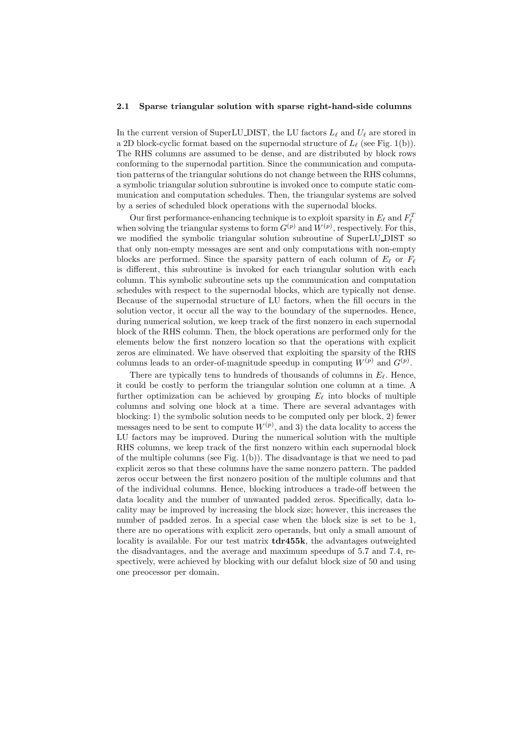### 2.1 Sparse triangular solution with sparse right-hand-side columns

In the current version of SuperLU_DIST, the LU factors $L_\ell$ and $U_\ell$ are stored in a 2D block-cyclic format based on the supernodal structure of $L_\ell$ (see Fig. 1(b)). The RHS columns are assumed to be dense, and are distributed by block rows conforming to the supernodal partition. Since the communication and computation patterns of the triangular solutions do not change between the RHS columns, a symbolic triangular solution subroutine is invoked once to compute static communication and computation schedules. Then, the triangular systems are solved by a series of scheduled block operations with the supernodal blocks.

Our first performance-enhancing technique is to exploit sparsity in $E_\ell$ and $F_\ell^T$ when solving the triangular systems to form $G^{(p)}$ and $W^{(p)}$, respectively. For this, we modified the symbolic triangular solution subroutine of SuperLU_DIST so that only non-empty messages are sent and only computations with non-empty blocks are performed. Since the sparsity pattern of each column of $E_\ell$ or $F_\ell$ is different, this subroutine is invoked for each triangular solution with each column. This symbolic subroutine sets up the communication and computation schedules with respect to the supernodal blocks, which are typically not dense. Because of the supernodal structure of LU factors, when the fill occurs in the solution vector, it occur all the way to the boundary of the supernodes. Hence, during numerical solution, we keep track of the first nonzero in each supernodal block of the RHS column. Then, the block operations are performed only for the elements below the first nonzero location so that the operations with explicit zeros are eliminated. We have observed that exploiting the sparsity of the RHS columns leads to an order-of-magnitude speedup in computing $W^{(p)}$ and $G^{(p)}$.

There are typically tens to hundreds of thousands of columns in $E_\ell$. Hence, it could be costly to perform the triangular solution one column at a time. A further optimization can be achieved by grouping $E_\ell$ into blocks of multiple columns and solving one block at a time. There are several advantages with blocking: 1) the symbolic solution needs to be computed only per block, 2) fewer messages need to be sent to compute $W^{(p)}$, and 3) the data locality to access the LU factors may be improved. During the numerical solution with the multiple RHS columns, we keep track of the first nonzero within each supernodal block of the multiple columns (see Fig. 1(b)). The disadvantage is that we need to pad explicit zeros so that these columns have the same nonzero pattern. The padded zeros occur between the first nonzero position of the multiple columns and that of the individual columns. Hence, blocking introduces a trade-off between the data locality and the number of unwanted padded zeros. Specifically, data locality may be improved by increasing the block size; however, this increases the number of padded zeros. In a special case when the block size is set to be 1, there are no operations with explicit zero operands, but only a small amount of locality is available. For our test matrix **tdr455k**, the advantages outweighted the disadvantages, and the average and maximum speedups of 5.7 and 7.4, respectively, were achieved by blocking with our defalut block size of 50 and using one preocessor per domain.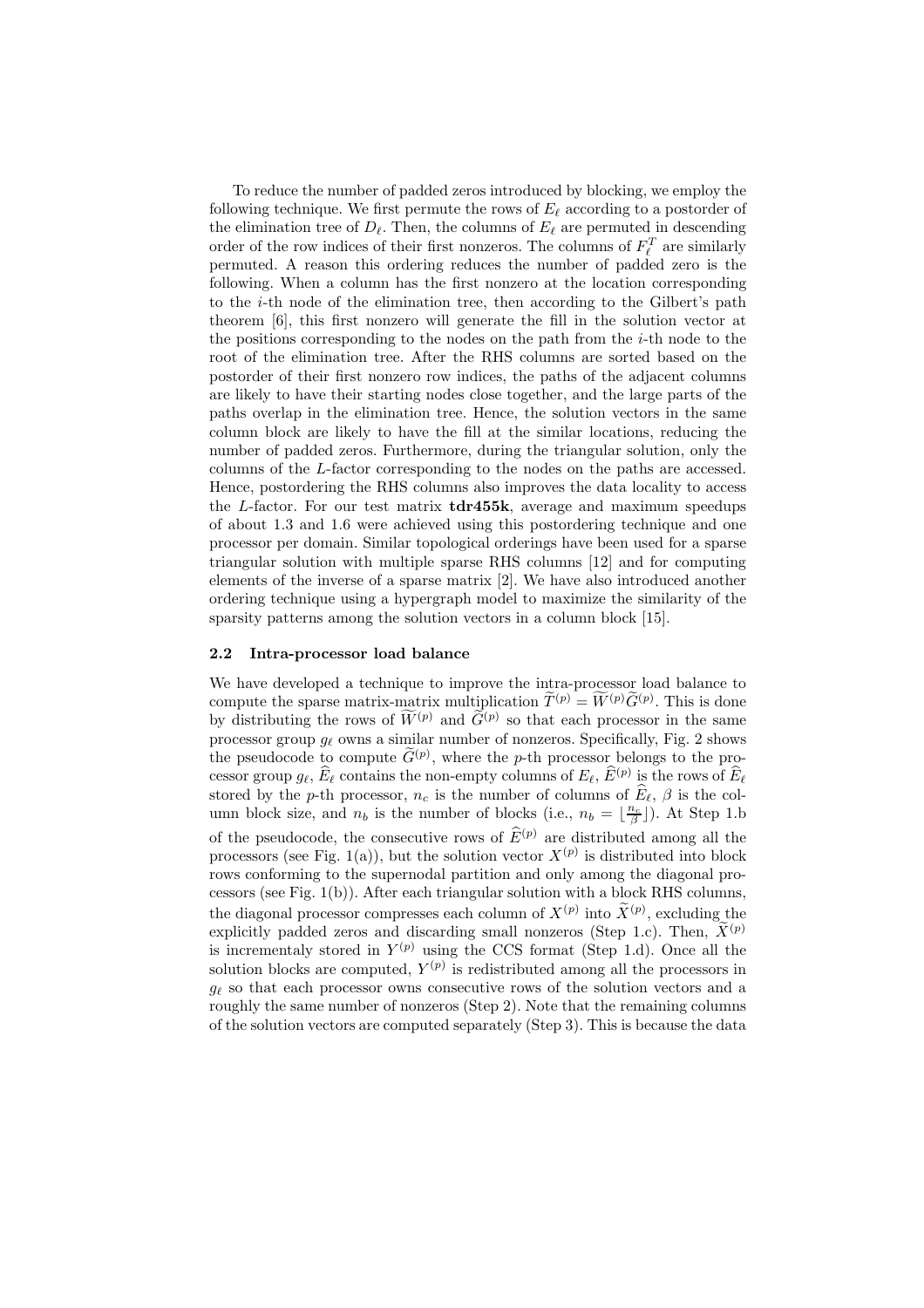To reduce the number of padded zeros introduced by blocking, we employ the following technique. We first permute the rows of $E_\ell$ according to a postorder of the elimination tree of $D_\ell$. Then, the columns of $E_\ell$ are permuted in descending order of the row indices of their first nonzeros. The columns of $F_\ell^T$ are similarly permuted. A reason this ordering reduces the number of padded zero is the following. When a column has the first nonzero at the location corresponding to the $i$-th node of the elimination tree, then according to the Gilbert's path theorem [6], this first nonzero will generate the fill in the solution vector at the positions corresponding to the nodes on the path from the $i$-th node to the root of the elimination tree. After the RHS columns are sorted based on the postorder of their first nonzero row indices, the paths of the adjacent columns are likely to have their starting nodes close together, and the large parts of the paths overlap in the elimination tree. Hence, the solution vectors in the same column block are likely to have the fill at the similar locations, reducing the number of padded zeros. Furthermore, during the triangular solution, only the columns of the $L$-factor corresponding to the nodes on the paths are accessed. Hence, postordering the RHS columns also improves the data locality to access the $L$-factor. For our test matrix **tdr455k**, average and maximum speedups of about 1.3 and 1.6 were achieved using this postordering technique and one processor per domain. Similar topological orderings have been used for a sparse triangular solution with multiple sparse RHS columns [12] and for computing elements of the inverse of a sparse matrix [2]. We have also introduced another ordering technique using a hypergraph model to maximize the similarity of the sparsity patterns among the solution vectors in a column block [15].

### 2.2 Intra-processor load balance

We have developed a technique to improve the intra-processor load balance to compute the sparse matrix-matrix multiplication $\widetilde{T}^{(p)} = \widetilde{W}^{(p)}\widetilde{G}^{(p)}$. This is done by distributing the rows of $\widetilde{W}^{(p)}$ and $\widetilde{G}^{(p)}$ so that each processor in the same processor group $g_\ell$ owns a similar number of nonzeros. Specifically, Fig. 2 shows the pseudocode to compute $\widetilde{G}^{(p)}$, where the $p$-th processor belongs to the processor group $g_\ell$, $\widehat{E}_\ell$ contains the non-empty columns of $E_\ell$, $\widehat{E}^{(p)}$ is the rows of $\widehat{E}_\ell$ stored by the $p$-th processor, $n_c$ is the number of columns of $\widehat{E}_\ell$, $\beta$ is the column block size, and $n_b$ is the number of blocks (i.e., $n_b = \lfloor \frac{n_c}{\beta} \rfloor$). At Step 1.b of the pseudocode, the consecutive rows of $\widehat{E}^{(p)}$ are distributed among all the processors (see Fig. 1(a)), but the solution vector $X^{(p)}$ is distributed into block rows conforming to the supernodal partition and only among the diagonal processors (see Fig. 1(b)). After each triangular solution with a block RHS columns, the diagonal processor compresses each column of $X^{(p)}$ into $\widetilde{X}^{(p)}$, excluding the explicitly padded zeros and discarding small nonzeros (Step 1.c). Then, $\widetilde{X}^{(p)}$ is incrementaly stored in $Y^{(p)}$ using the CCS format (Step 1.d). Once all the solution blocks are computed, $Y^{(p)}$ is redistributed among all the processors in $g_\ell$ so that each processor owns consecutive rows of the solution vectors and a roughly the same number of nonzeros (Step 2). Note that the remaining columns of the solution vectors are computed separately (Step 3). This is because the data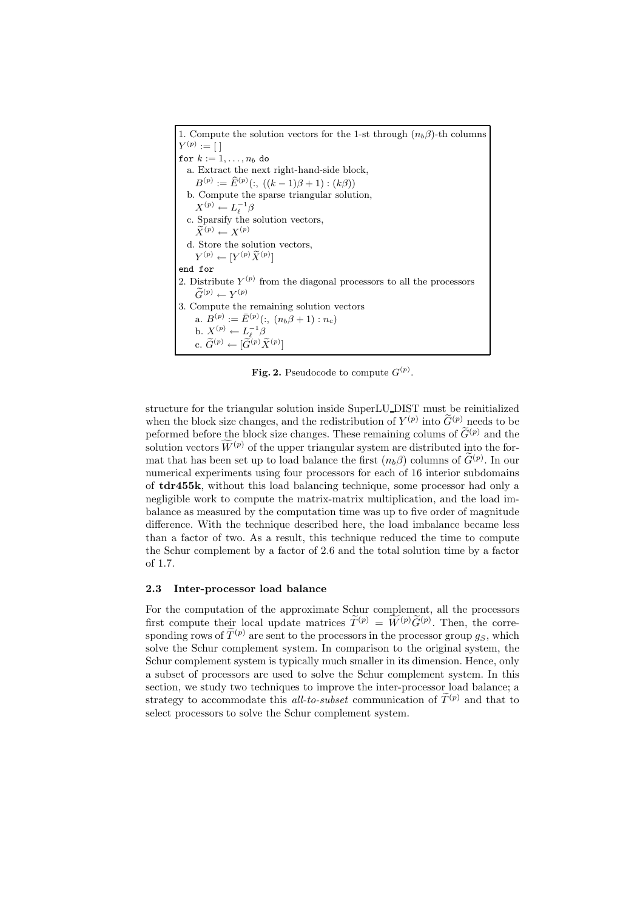```
1. Compute the solution vectors for the 1-st through (n_b β)-th columns
Y^(p) := [ ]
for k := 1, ..., n_b do
  a. Extract the next right-hand-side block,
     B^(p) := Ê^(p)(:, ((k − 1)β + 1) : (kβ))
  b. Compute the sparse triangular solution,
     X^(p) ← L_ℓ^{-1} β
  c. Sparsify the solution vectors,
     X̃^(p) ← X^(p)
  d. Store the solution vectors,
     Y^(p) ← [Y^(p) X̃^(p)]
end for
2. Distribute Y^(p) from the diagonal processors to all the processors
     G̃^(p) ← Y^(p)
3. Compute the remaining solution vectors
     a. B^(p) := Ē^(p)(:, (n_b β + 1) : n_c)
     b. X^(p) ← L_ℓ^{-1} β
     c. G̃^(p) ← [G̃^(p) X̃^(p)]
```

**Fig. 2.** Pseudocode to compute $G^{(p)}$.

structure for the triangular solution inside SuperLU_DIST must be reinitialized when the block size changes, and the redistribution of $Y^{(p)}$ into $\widetilde{G}^{(p)}$ needs to be peformed before the block size changes. These remaining colums of $\widetilde{G}^{(p)}$ and the solution vectors $\widetilde{W}^{(p)}$ of the upper triangular system are distributed into the format that has been set up to load balance the first $(n_b\beta)$ columns of $\widetilde{G}^{(p)}$. In our numerical experiments using four processors for each of 16 interior subdomains of **tdr455k**, without this load balancing technique, some processor had only a negligible work to compute the matrix-matrix multiplication, and the load imbalance as measured by the computation time was up to five order of magnitude difference. With the technique described here, the load imbalance became less than a factor of two. As a result, this technique reduced the time to compute the Schur complement by a factor of 2.6 and the total solution time by a factor of 1.7.

### 2.3 Inter-processor load balance

For the computation of the approximate Schur complement, all the processors first compute their local update matrices $\widetilde{T}^{(p)} = \widetilde{W}^{(p)}\widetilde{G}^{(p)}$. Then, the corresponding rows of $\widetilde{T}^{(p)}$ are sent to the processors in the processor group $g_S$, which solve the Schur complement system. In comparison to the original system, the Schur complement system is typically much smaller in its dimension. Hence, only a subset of processors are used to solve the Schur complement system. In this section, we study two techniques to improve the inter-processor load balance; a strategy to accommodate this *all-to-subset* communication of $\widetilde{T}^{(p)}$ and that to select processors to solve the Schur complement system.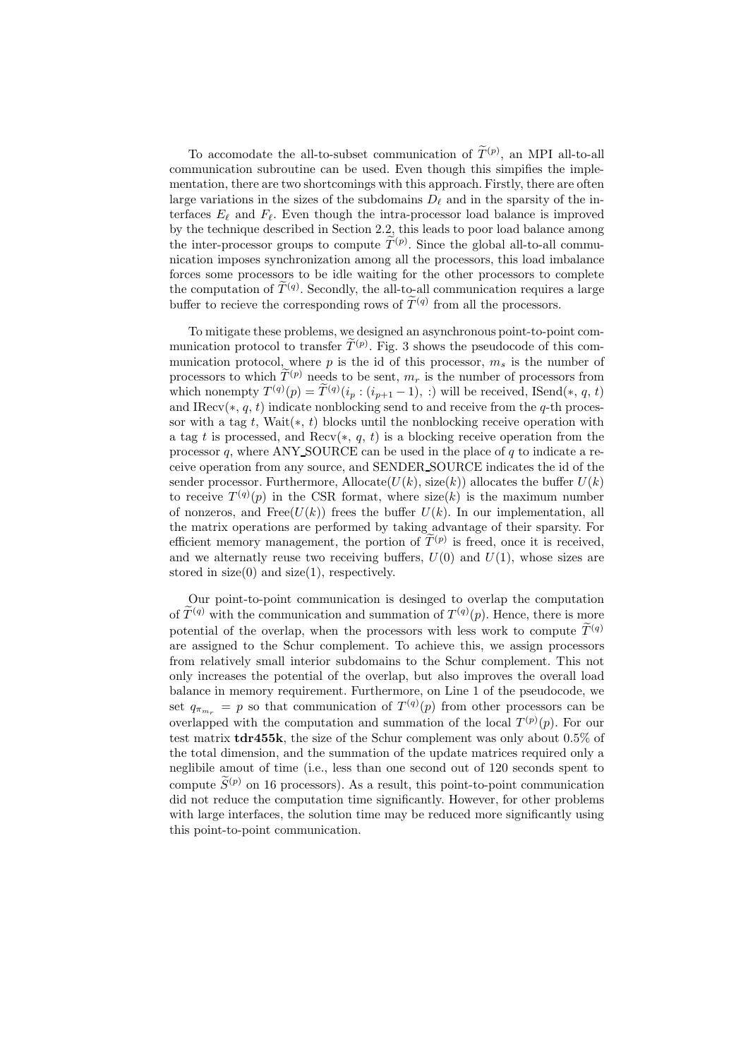To accomodate the all-to-subset communication of $\widetilde{T}^{(p)}$, an MPI all-to-all communication subroutine can be used. Even though this simpifies the implementation, there are two shortcomings with this approach. Firstly, there are often large variations in the sizes of the subdomains $D_\ell$ and in the sparsity of the interfaces $E_\ell$ and $F_\ell$. Even though the intra-processor load balance is improved by the technique described in Section 2.2, this leads to poor load balance among the inter-processor groups to compute $\widetilde{T}^{(p)}$. Since the global all-to-all communication imposes synchronization among all the processors, this load imbalance forces some processors to be idle waiting for the other processors to complete the computation of $\widetilde{T}^{(q)}$. Secondly, the all-to-all communication requires a large buffer to recieve the corresponding rows of $\widetilde{T}^{(q)}$ from all the processors.

To mitigate these problems, we designed an asynchronous point-to-point communication protocol to transfer $\widetilde{T}^{(p)}$. Fig. 3 shows the pseudocode of this communication protocol, where $p$ is the id of this processor, $m_s$ is the number of processors to which $\widetilde{T}^{(p)}$ needs to be sent, $m_r$ is the number of processors from which nonempty $T^{(q)}(p) = \widetilde{T}^{(q)}(i_p : (i_{p+1}-1), :)$ will be received, ISend($*$, $q$, $t$) and IRecv($*$, $q$, $t$) indicate nonblocking send to and receive from the $q$-th processor with a tag $t$, Wait($*$, $t$) blocks until the nonblocking receive operation with a tag $t$ is processed, and Recv($*$, $q$, $t$) is a blocking receive operation from the processor $q$, where ANY_SOURCE can be used in the place of $q$ to indicate a receive operation from any source, and SENDER_SOURCE indicates the id of the sender processor. Furthermore, Allocate($U(k)$, size($k$)) allocates the buffer $U(k)$ to receive $T^{(q)}(p)$ in the CSR format, where size($k$) is the maximum number of nonzeros, and Free($U(k)$) frees the buffer $U(k)$. In our implementation, all the matrix operations are performed by taking advantage of their sparsity. For efficient memory management, the portion of $\widetilde{T}^{(p)}$ is freed, once it is received, and we alternatly reuse two receiving buffers, $U(0)$ and $U(1)$, whose sizes are stored in size(0) and size(1), respectively.

Our point-to-point communication is desinged to overlap the computation of $\widetilde{T}^{(q)}$ with the communication and summation of $T^{(q)}(p)$. Hence, there is more potential of the overlap, when the processors with less work to compute $\widetilde{T}^{(q)}$ are assigned to the Schur complement. To achieve this, we assign processors from relatively small interior subdomains to the Schur complement. This not only increases the potential of the overlap, but also improves the overall load balance in memory requirement. Furthermore, on Line 1 of the pseudocode, we set $q_{\pi_{m_r}} = p$ so that communication of $T^{(q)}(p)$ from other processors can be overlapped with the computation and summation of the local $T^{(p)}(p)$. For our test matrix **tdr455k**, the size of the Schur complement was only about 0.5% of the total dimension, and the summation of the update matrices required only a neglibile amout of time (i.e., less than one second out of 120 seconds spent to compute $\widetilde{S}^{(p)}$ on 16 processors). As a result, this point-to-point communication did not reduce the computation time significantly. However, for other problems with large interfaces, the solution time may be reduced more significantly using this point-to-point communication.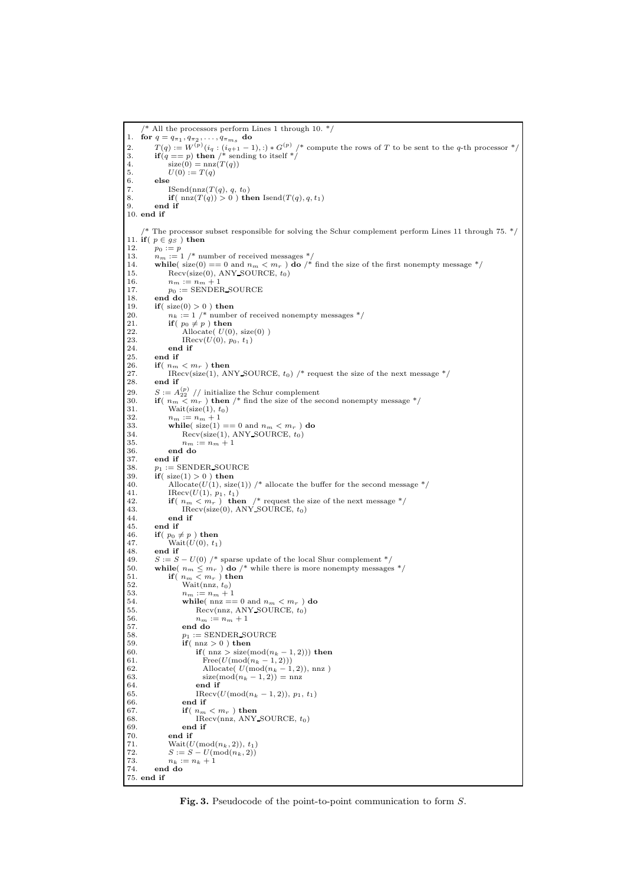```
    /* All the processors perform Lines 1 through 10. */
1.  for q = q_{π1}, q_{π2}, ..., q_{π_{ms}} do
2.      T(q) := W^{(p)}(i_q : (i_{q+1} − 1), :) * G^{(p)} /* compute the rows of T to be sent to the q-th processor */
3.      if(q == p) then /* sending to itself */
4.          size(0) = nnz(T(q))
5.          U(0) := T(q)
6.      else
7.          ISend(nnz(T(q), q, t_0)
8.          if( nnz(T(q)) > 0 ) then Isend(T(q), q, t_1)
9.      end if
10. end if

    /* The processor subset responsible for solving the Schur complement perform Lines 11 through 75. */
11. if( p ∈ g_S ) then
12.     p_0 := p
13.     n_m := 1 /* number of received messages */
14.     while( size(0) == 0 and n_m < m_r ) do /* find the size of the first nonempty message */
15.         Recv(size(0), ANY_SOURCE, t_0)
16.         n_m := n_m + 1
17.         p_0 := SENDER_SOURCE
18.     end do
19.     if( size(0) > 0 ) then
20.         n_k := 1 /* number of received nonempty messages */
21.         if( p_0 ≠ p ) then
22.             Allocate( U(0), size(0) )
23.             IRecv(U(0), p_0, t_1)
24.         end if
25.     end if
26.     if( n_m < m_r ) then
27.         IRecv(size(1), ANY_SOURCE, t_0) /* request the size of the next message */
28.     end if
29.     S := A_{22}^{(p)} // initialize the Schur complement
30.     if( n_m < m_r ) then /* find the size of the second nonempty message */
31.         Wait(size(1), t_0)
32.         n_m := n_m + 1
33.         while( size(1) == 0 and n_m < m_r ) do
34.             Recv(size(1), ANY_SOURCE, t_0)
35.             n_m := n_m + 1
36.         end do
37.     end if
38.     p_1 := SENDER_SOURCE
39.     if( size(1) > 0 ) then
40.         Allocate(U(1), size(1)) /* allocate the buffer for the second message */
41.         IRecv(U(1), p_1, t_1)
42.         if( n_m < m_r ) then /* request the size of the next message */
43.             IRecv(size(0), ANY_SOURCE, t_0)
44.         end if
45.     end if
46.     if( p_0 ≠ p ) then
47.         Wait(U(0), t_1)
48.     end if
49.     S := S − U(0) /* sparse update of the local Shur complement */
50.     while( n_m ≤ m_r ) do /* while there is more nonempty messages */
51.         if( n_m < m_r ) then
52.             Wait(nnz, t_0)
53.             n_m := n_m + 1
54.             while( nnz == 0 and n_m < m_r ) do
55.                 Recv(nnz, ANY_SOURCE, t_0)
56.                 n_m := n_m + 1
57.             end do
58.             p_1 := SENDER_SOURCE
59.             if( nnz > 0 ) then
60.                 if( nnz > size(mod(n_k − 1, 2))) then
61.                     Free(U(mod(n_k − 1, 2)))
62.                     Allocate( U(mod(n_k − 1, 2)), nnz )
63.                     size(mod(n_k − 1, 2)) = nnz
64.                 end if
65.                 IRecv(U(mod(n_k − 1, 2)), p_1, t_1)
66.             end if
67.             if( n_m < m_r ) then
68.                 IRecv(nnz, ANY_SOURCE, t_0)
69.             end if
70.         end if
71.         Wait(U(mod(n_k, 2)), t_1)
72.         S := S − U(mod(n_k, 2))
73.         n_k := n_k + 1
74.     end do
75. end if
```

**Fig. 3.** Pseudocode of the point-to-point communication to form $S$.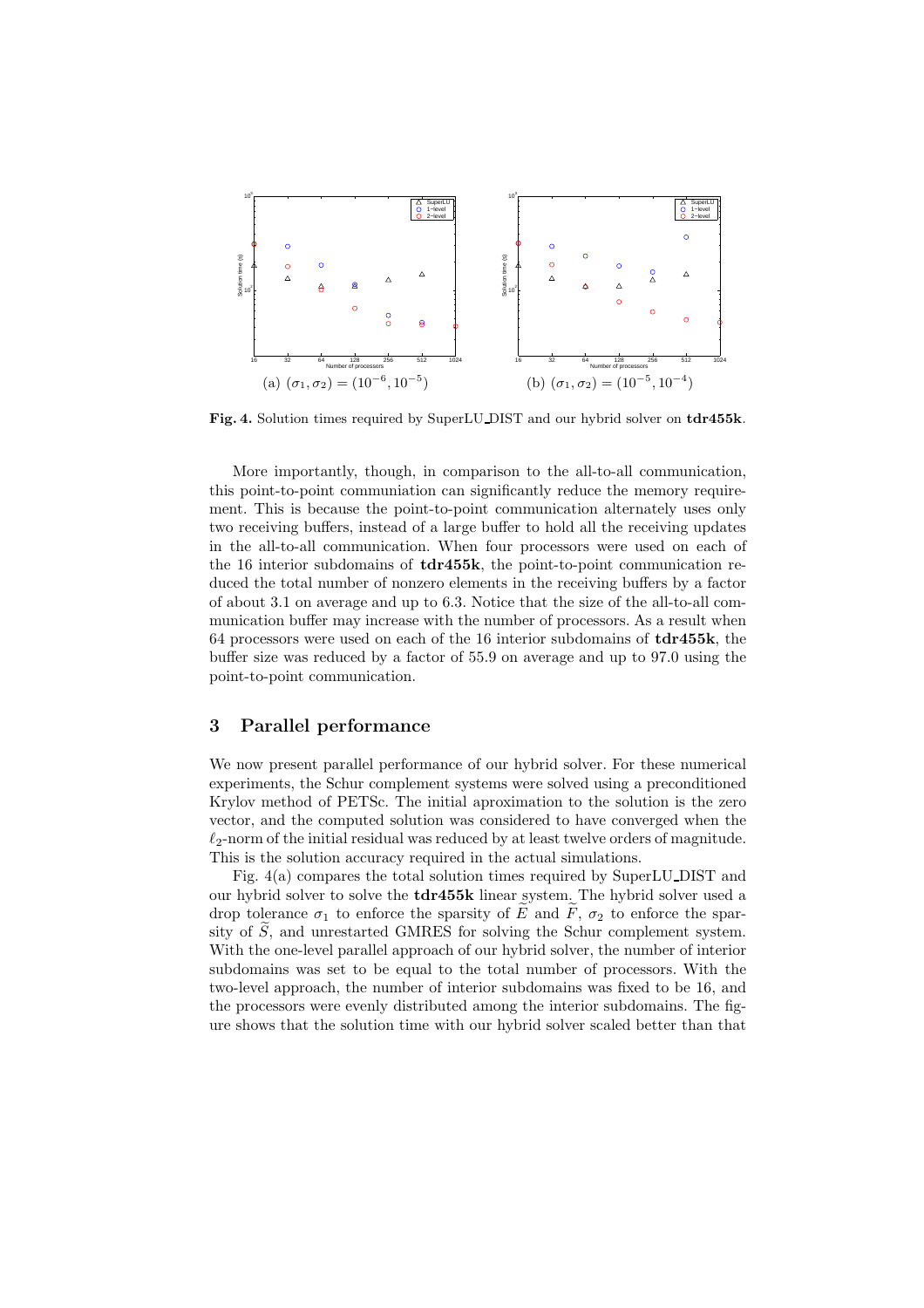(a) $(\sigma_1, \sigma_2) = (10^{-6}, 10^{-5})$ (b) $(\sigma_1, \sigma_2) = (10^{-5}, 10^{-4})$

**Fig. 4.** Solution times required by SuperLU_DIST and our hybrid solver on **tdr455k**.

More importantly, though, in comparison to the all-to-all communication, this point-to-point communiation can significantly reduce the memory requirement. This is because the point-to-point communication alternately uses only two receiving buffers, instead of a large buffer to hold all the receiving updates in the all-to-all communication. When four processors were used on each of the 16 interior subdomains of **tdr455k**, the point-to-point communication reduced the total number of nonzero elements in the receiving buffers by a factor of about 3.1 on average and up to 6.3. Notice that the size of the all-to-all communication buffer may increase with the number of processors. As a result when 64 processors were used on each of the 16 interior subdomains of **tdr455k**, the buffer size was reduced by a factor of 55.9 on average and up to 97.0 using the point-to-point communication.

## 3 Parallel performance

We now present parallel performance of our hybrid solver. For these numerical experiments, the Schur complement systems were solved using a preconditioned Krylov method of PETSc. The initial aproximation to the solution is the zero vector, and the computed solution was considered to have converged when the $\ell_2$-norm of the initial residual was reduced by at least twelve orders of magnitude. This is the solution accuracy required in the actual simulations.

Fig. 4(a) compares the total solution times required by SuperLU_DIST and our hybrid solver to solve the **tdr455k** linear system. The hybrid solver used a drop tolerance $\sigma_1$ to enforce the sparsity of $\widetilde{E}$ and $\widetilde{F}$, $\sigma_2$ to enforce the sparsity of $\widetilde{S}$, and unrestarted GMRES for solving the Schur complement system. With the one-level parallel approach of our hybrid solver, the number of interior subdomains was set to be equal to the total number of processors. With the two-level approach, the number of interior subdomains was fixed to be 16, and the processors were evenly distributed among the interior subdomains. The figure shows that the solution time with our hybrid solver scaled better than that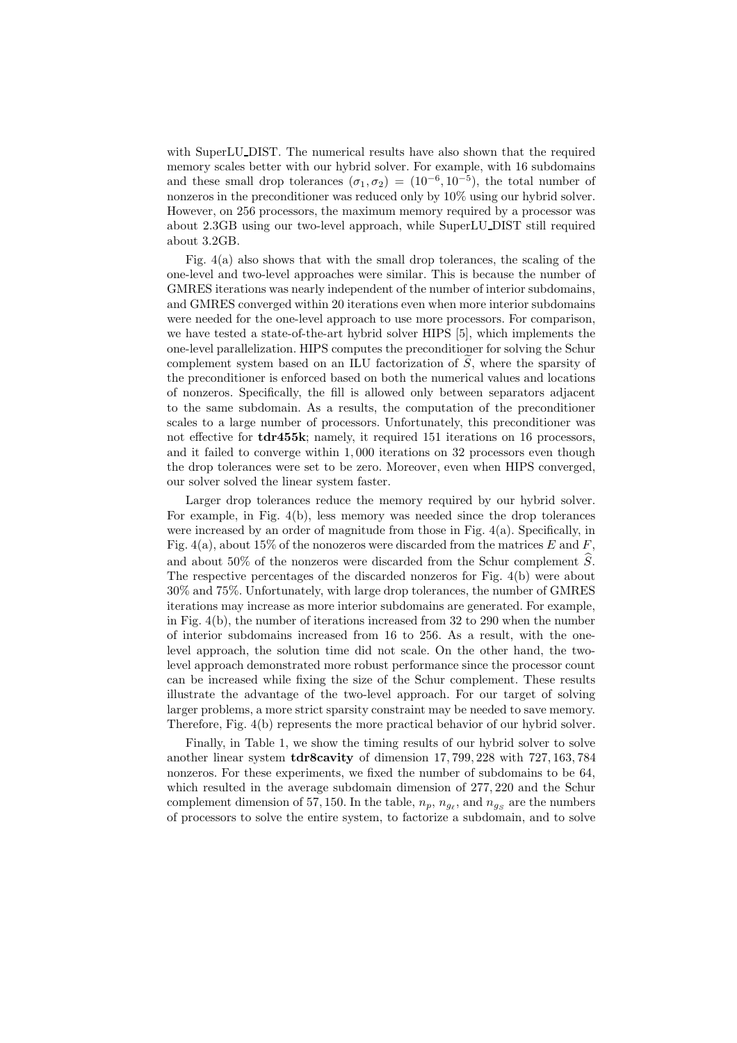with SuperLU_DIST. The numerical results have also shown that the required memory scales better with our hybrid solver. For example, with 16 subdomains and these small drop tolerances $(\sigma_1, \sigma_2) = (10^{-6}, 10^{-5})$, the total number of nonzeros in the preconditioner was reduced only by 10% using our hybrid solver. However, on 256 processors, the maximum memory required by a processor was about 2.3GB using our two-level approach, while SuperLU_DIST still required about 3.2GB.

Fig. 4(a) also shows that with the small drop tolerances, the scaling of the one-level and two-level approaches were similar. This is because the number of GMRES iterations was nearly independent of the number of interior subdomains, and GMRES converged within 20 iterations even when more interior subdomains were needed for the one-level approach to use more processors. For comparison, we have tested a state-of-the-art hybrid solver HIPS [5], which implements the one-level parallelization. HIPS computes the preconditioner for solving the Schur complement system based on an ILU factorization of $\widetilde{S}$, where the sparsity of the preconditioner is enforced based on both the numerical values and locations of nonzeros. Specifically, the fill is allowed only between separators adjacent to the same subdomain. As a results, the computation of the preconditioner scales to a large number of processors. Unfortunately, this preconditioner was not effective for **tdr455k**; namely, it required 151 iterations on 16 processors, and it failed to converge within 1,000 iterations on 32 processors even though the drop tolerances were set to be zero. Moreover, even when HIPS converged, our solver solved the linear system faster.

Larger drop tolerances reduce the memory required by our hybrid solver. For example, in Fig. 4(b), less memory was needed since the drop tolerances were increased by an order of magnitude from those in Fig. 4(a). Specifically, in Fig. 4(a), about 15% of the nonozeros were discarded from the matrices $E$ and $F$, and about 50% of the nonzeros were discarded from the Schur complement $\widehat{S}$. The respective percentages of the discarded nonzeros for Fig. 4(b) were about 30% and 75%. Unfortunately, with large drop tolerances, the number of GMRES iterations may increase as more interior subdomains are generated. For example, in Fig. 4(b), the number of iterations increased from 32 to 290 when the number of interior subdomains increased from 16 to 256. As a result, with the one-level approach, the solution time did not scale. On the other hand, the two-level approach demonstrated more robust performance since the processor count can be increased while fixing the size of the Schur complement. These results illustrate the advantage of the two-level approach. For our target of solving larger problems, a more strict sparsity constraint may be needed to save memory. Therefore, Fig. 4(b) represents the more practical behavior of our hybrid solver.

Finally, in Table 1, we show the timing results of our hybrid solver to solve another linear system **tdr8cavity** of dimension 17,799,228 with 727,163,784 nonzeros. For these experiments, we fixed the number of subdomains to be 64, which resulted in the average subdomain dimension of 277,220 and the Schur complement dimension of 57,150. In the table, $n_p$, $n_{g_\ell}$, and $n_{g_S}$ are the numbers of processors to solve the entire system, to factorize a subdomain, and to solve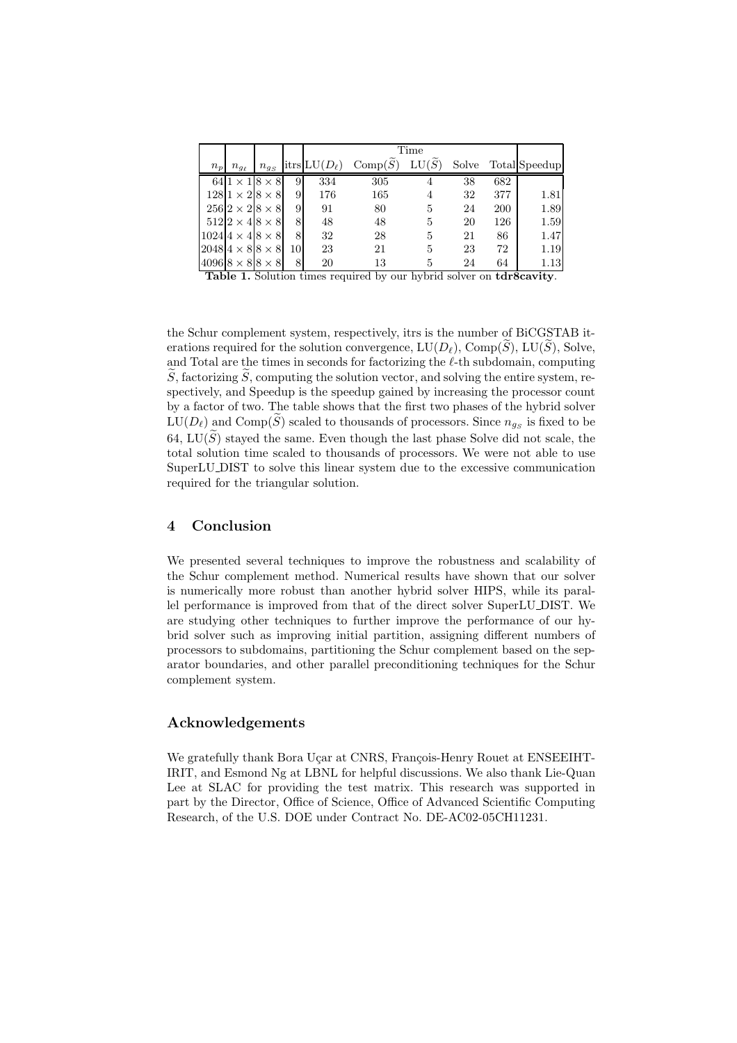| $n_p$ | $n_{g_\ell}$ | $n_{g_S}$ | itrs | Time | | | | | Speedup |
|---|---|---|---|---|---|---|---|---|---|
| | | | | LU($D_\ell$) | Comp($\widetilde{S}$) | LU($\widetilde{S}$) | Solve | Total | |
| 64 | $1 \times 1$ | $8 \times 8$ | 9 | 334 | 305 | 4 | 38 | 682 | |
| 128 | $1 \times 2$ | $8 \times 8$ | 9 | 176 | 165 | 4 | 32 | 377 | 1.81 |
| 256 | $2 \times 2$ | $8 \times 8$ | 9 | 91 | 80 | 5 | 24 | 200 | 1.89 |
| 512 | $2 \times 4$ | $8 \times 8$ | 8 | 48 | 48 | 5 | 20 | 126 | 1.59 |
| 1024 | $4 \times 4$ | $8 \times 8$ | 8 | 32 | 28 | 5 | 21 | 86 | 1.47 |
| 2048 | $4 \times 8$ | $8 \times 8$ | 10 | 23 | 21 | 5 | 23 | 72 | 1.19 |
| 4096 | $8 \times 8$ | $8 \times 8$ | 8 | 20 | 13 | 5 | 24 | 64 | 1.13 |

**Table 1.** Solution times required by our hybrid solver on **tdr8cavity**.

the Schur complement system, respectively, itrs is the number of BiCGSTAB iterations required for the solution convergence, LU($D_\ell$), Comp($\widetilde{S}$), LU($\widetilde{S}$), Solve, and Total are the times in seconds for factorizing the $\ell$-th subdomain, computing $\widetilde{S}$, factorizing $\widetilde{S}$, computing the solution vector, and solving the entire system, respectively, and Speedup is the speedup gained by increasing the processor count by a factor of two. The table shows that the first two phases of the hybrid solver LU($D_\ell$) and Comp($\widetilde{S}$) scaled to thousands of processors. Since $n_{g_S}$ is fixed to be 64, LU($\widetilde{S}$) stayed the same. Even though the last phase Solve did not scale, the total solution time scaled to thousands of processors. We were not able to use SuperLU_DIST to solve this linear system due to the excessive communication required for the triangular solution.

## 4 Conclusion

We presented several techniques to improve the robustness and scalability of the Schur complement method. Numerical results have shown that our solver is numerically more robust than another hybrid solver HIPS, while its parallel performance is improved from that of the direct solver SuperLU_DIST. We are studying other techniques to further improve the performance of our hybrid solver such as improving initial partition, assigning different numbers of processors to subdomains, partitioning the Schur complement based on the separator boundaries, and other parallel preconditioning techniques for the Schur complement system.

## Acknowledgements

We gratefully thank Bora Uçar at CNRS, François-Henry Rouet at ENSEEIHT-IRIT, and Esmond Ng at LBNL for helpful discussions. We also thank Lie-Quan Lee at SLAC for providing the test matrix. This research was supported in part by the Director, Office of Science, Office of Advanced Scientific Computing Research, of the U.S. DOE under Contract No. DE-AC02-05CH11231.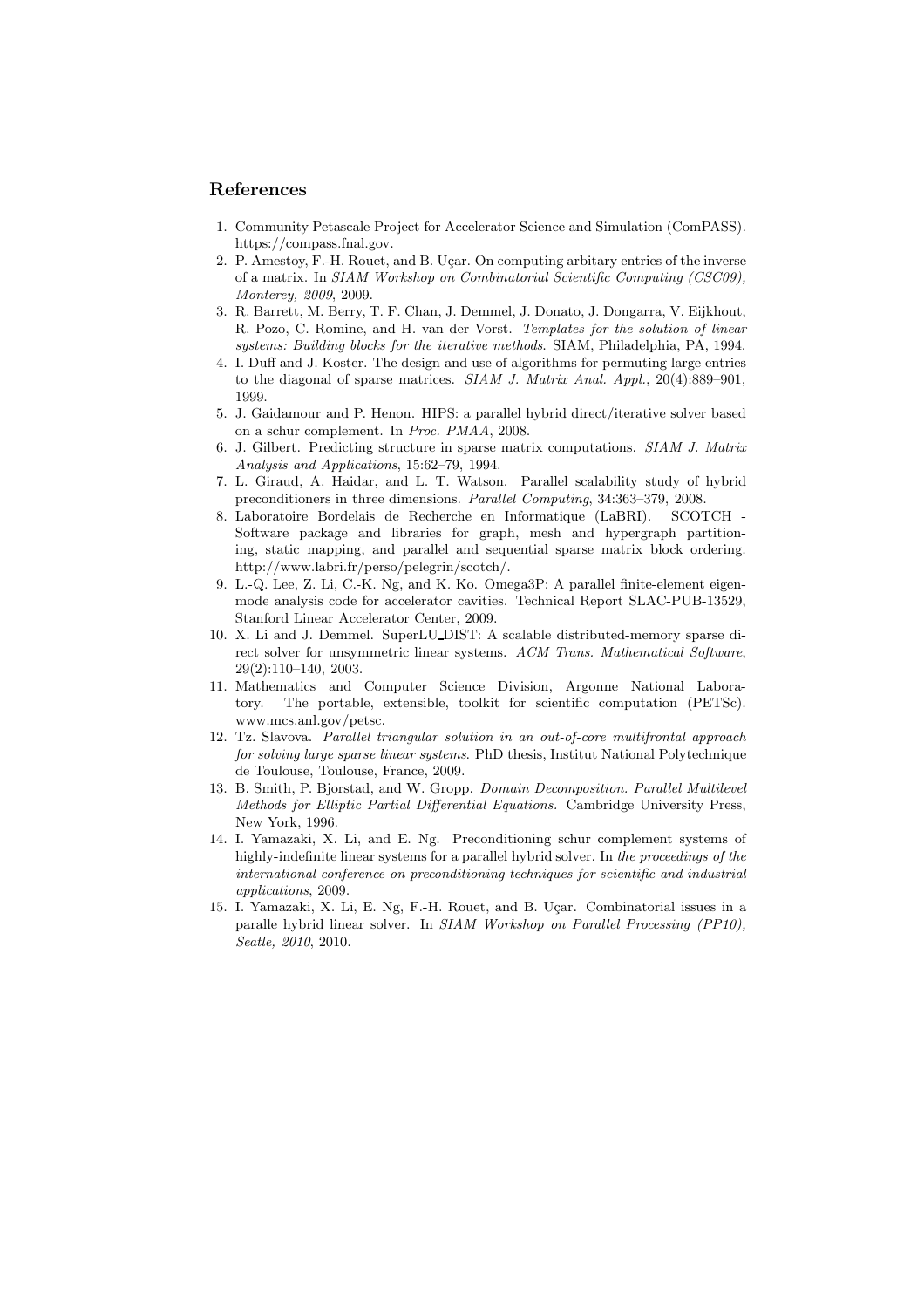## References

1. Community Petascale Project for Accelerator Science and Simulation (ComPASS). https://compass.fnal.gov.
2. P. Amestoy, F.-H. Rouet, and B. Uçar. On computing arbitary entries of the inverse of a matrix. In *SIAM Workshop on Combinatorial Scientific Computing (CSC09), Monterey, 2009*, 2009.
3. R. Barrett, M. Berry, T. F. Chan, J. Demmel, J. Donato, J. Dongarra, V. Eijkhout, R. Pozo, C. Romine, and H. van der Vorst. *Templates for the solution of linear systems: Building blocks for the iterative methods*. SIAM, Philadelphia, PA, 1994.
4. I. Duff and J. Koster. The design and use of algorithms for permuting large entries to the diagonal of sparse matrices. *SIAM J. Matrix Anal. Appl.*, 20(4):889–901, 1999.
5. J. Gaidamour and P. Henon. HIPS: a parallel hybrid direct/iterative solver based on a schur complement. In *Proc. PMAA*, 2008.
6. J. Gilbert. Predicting structure in sparse matrix computations. *SIAM J. Matrix Analysis and Applications*, 15:62–79, 1994.
7. L. Giraud, A. Haidar, and L. T. Watson. Parallel scalability study of hybrid preconditioners in three dimensions. *Parallel Computing*, 34:363–379, 2008.
8. Laboratoire Bordelais de Recherche en Informatique (LaBRI). SCOTCH - Software package and libraries for graph, mesh and hypergraph partitioning, static mapping, and parallel and sequential sparse matrix block ordering. http://www.labri.fr/perso/pelegrin/scotch/.
9. L.-Q. Lee, Z. Li, C.-K. Ng, and K. Ko. Omega3P: A parallel finite-element eigenmode analysis code for accelerator cavities. Technical Report SLAC-PUB-13529, Stanford Linear Accelerator Center, 2009.
10. X. Li and J. Demmel. SuperLU_DIST: A scalable distributed-memory sparse direct solver for unsymmetric linear systems. *ACM Trans. Mathematical Software*, 29(2):110–140, 2003.
11. Mathematics and Computer Science Division, Argonne National Laboratory. The portable, extensible, toolkit for scientific computation (PETSc). www.mcs.anl.gov/petsc.
12. Tz. Slavova. *Parallel triangular solution in an out-of-core multifrontal approach for solving large sparse linear systems*. PhD thesis, Institut National Polytechnique de Toulouse, Toulouse, France, 2009.
13. B. Smith, P. Bjorstad, and W. Gropp. *Domain Decomposition. Parallel Multilevel Methods for Elliptic Partial Differential Equations.* Cambridge University Press, New York, 1996.
14. I. Yamazaki, X. Li, and E. Ng. Preconditioning schur complement systems of highly-indefinite linear systems for a parallel hybrid solver. In *the proceedings of the international conference on preconditioning techniques for scientific and industrial applications*, 2009.
15. I. Yamazaki, X. Li, E. Ng, F.-H. Rouet, and B. Uçar. Combinatorial issues in a paralle hybrid linear solver. In *SIAM Workshop on Parallel Processing (PP10), Seatle, 2010*, 2010.